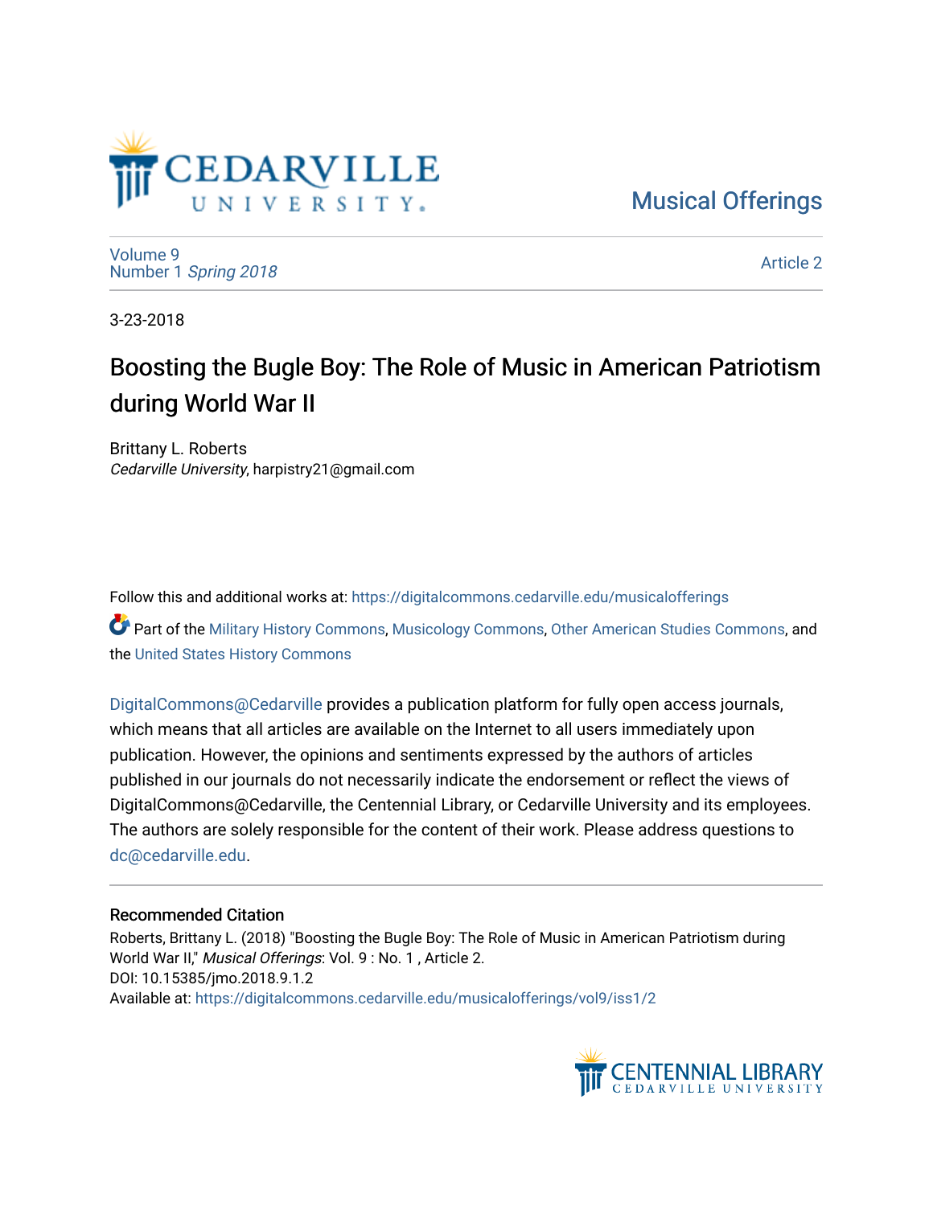Musical Offerings

Volume 9
Number 1 *Spring 2018*

Article 2

3-23-2018

# Boosting the Bugle Boy: The Role of Music in American Patriotism during World War II

Brittany L. Roberts
*Cedarville University*, harpistry21@gmail.com

Follow this and additional works at: https://digitalcommons.cedarville.edu/musicalofferings

Part of the Military History Commons, Musicology Commons, Other American Studies Commons, and the United States History Commons

DigitalCommons@Cedarville provides a publication platform for fully open access journals, which means that all articles are available on the Internet to all users immediately upon publication. However, the opinions and sentiments expressed by the authors of articles published in our journals do not necessarily indicate the endorsement or reflect the views of DigitalCommons@Cedarville, the Centennial Library, or Cedarville University and its employees. The authors are solely responsible for the content of their work. Please address questions to dc@cedarville.edu.

### Recommended Citation

Roberts, Brittany L. (2018) "Boosting the Bugle Boy: The Role of Music in American Patriotism during World War II," *Musical Offerings*: Vol. 9 : No. 1 , Article 2.
DOI: 10.15385/jmo.2018.9.1.2
Available at: https://digitalcommons.cedarville.edu/musicalofferings/vol9/iss1/2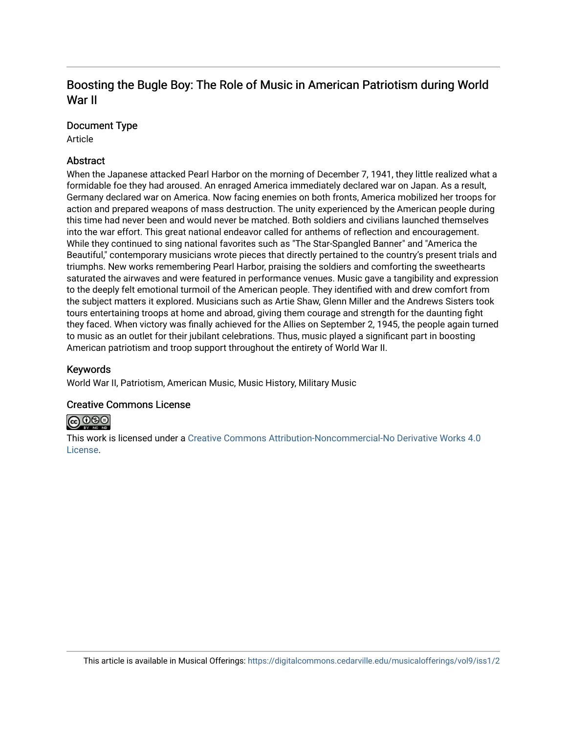# Boosting the Bugle Boy: The Role of Music in American Patriotism during World War II

## Document Type

Article

## Abstract

When the Japanese attacked Pearl Harbor on the morning of December 7, 1941, they little realized what a formidable foe they had aroused. An enraged America immediately declared war on Japan. As a result, Germany declared war on America. Now facing enemies on both fronts, America mobilized her troops for action and prepared weapons of mass destruction. The unity experienced by the American people during this time had never been and would never be matched. Both soldiers and civilians launched themselves into the war effort. This great national endeavor called for anthems of reflection and encouragement. While they continued to sing national favorites such as "The Star-Spangled Banner" and "America the Beautiful," contemporary musicians wrote pieces that directly pertained to the country's present trials and triumphs. New works remembering Pearl Harbor, praising the soldiers and comforting the sweethearts saturated the airwaves and were featured in performance venues. Music gave a tangibility and expression to the deeply felt emotional turmoil of the American people. They identified with and drew comfort from the subject matters it explored. Musicians such as Artie Shaw, Glenn Miller and the Andrews Sisters took tours entertaining troops at home and abroad, giving them courage and strength for the daunting fight they faced. When victory was finally achieved for the Allies on September 2, 1945, the people again turned to music as an outlet for their jubilant celebrations. Thus, music played a significant part in boosting American patriotism and troop support throughout the entirety of World War II.

## Keywords

World War II, Patriotism, American Music, Music History, Military Music

## Creative Commons License

This work is licensed under a Creative Commons Attribution-Noncommercial-No Derivative Works 4.0 License.

This article is available in Musical Offerings: https://digitalcommons.cedarville.edu/musicalofferings/vol9/iss1/2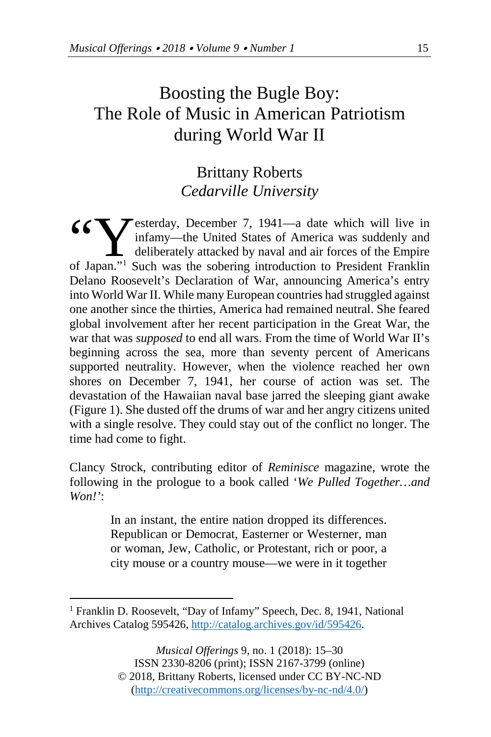# Boosting the Bugle Boy: The Role of Music in American Patriotism during World War II

Brittany Roberts
*Cedarville University*

"Yesterday, December 7, 1941—a date which will live in infamy—the United States of America was suddenly and deliberately attacked by naval and air forces of the Empire of Japan."[1] Such was the sobering introduction to President Franklin Delano Roosevelt's Declaration of War, announcing America's entry into World War II. While many European countries had struggled against one another since the thirties, America had remained neutral. She feared global involvement after her recent participation in the Great War, the war that was *supposed* to end all wars. From the time of World War II's beginning across the sea, more than seventy percent of Americans supported neutrality. However, when the violence reached her own shores on December 7, 1941, her course of action was set. The devastation of the Hawaiian naval base jarred the sleeping giant awake (Figure 1). She dusted off the drums of war and her angry citizens united with a single resolve. They could stay out of the conflict no longer. The time had come to fight.

Clancy Strock, contributing editor of *Reminisce* magazine, wrote the following in the prologue to a book called '*We Pulled Together…and Won!*':

> In an instant, the entire nation dropped its differences. Republican or Democrat, Easterner or Westerner, man or woman, Jew, Catholic, or Protestant, rich or poor, a city mouse or a country mouse—we were in it together

[1] Franklin D. Roosevelt, "Day of Infamy" Speech, Dec. 8, 1941, National Archives Catalog 595426, http://catalog.archives.gov/id/595426.

*Musical Offerings* 9, no. 1 (2018): 15–30
ISSN 2330-8206 (print); ISSN 2167-3799 (online)
© 2018, Brittany Roberts, licensed under CC BY-NC-ND (http://creativecommons.org/licenses/by-nc-nd/4.0/)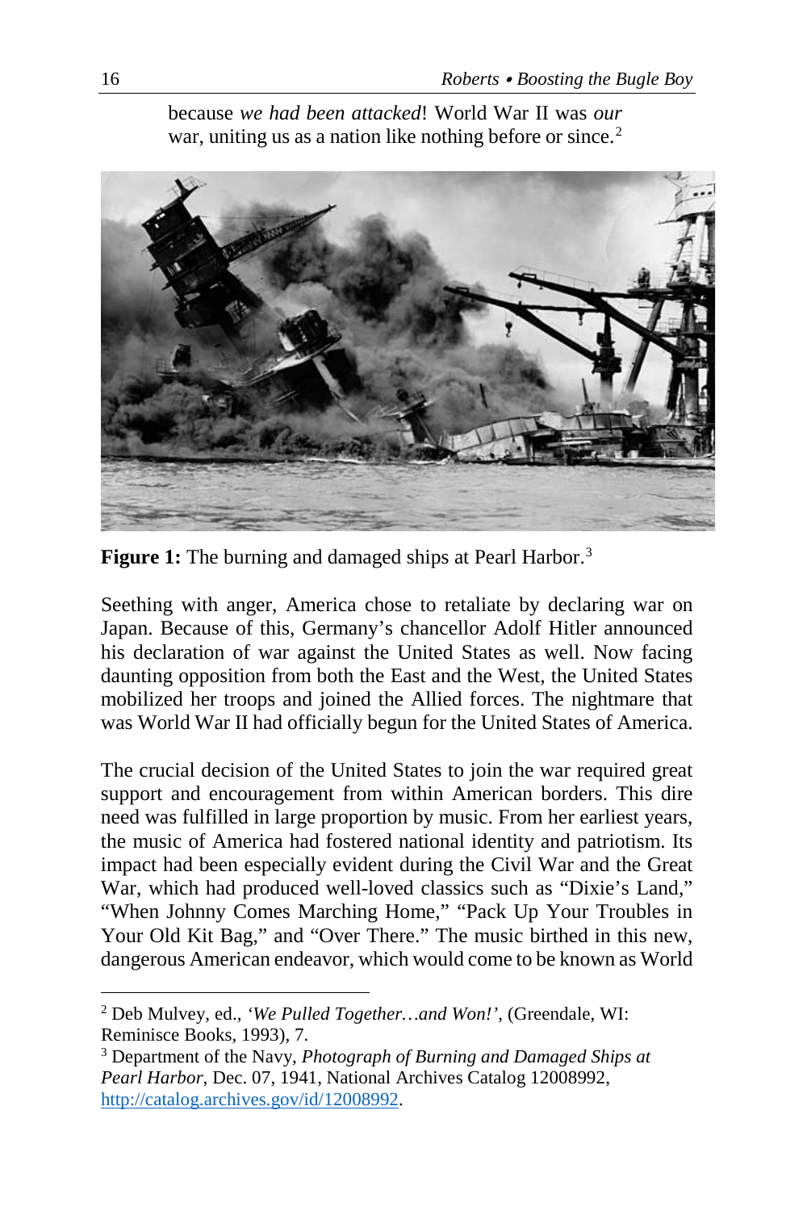because *we had been attacked*! World War II was *our* war, uniting us as a nation like nothing before or since.[2]

**Figure 1:** The burning and damaged ships at Pearl Harbor.[3]

Seething with anger, America chose to retaliate by declaring war on Japan. Because of this, Germany's chancellor Adolf Hitler announced his declaration of war against the United States as well. Now facing daunting opposition from both the East and the West, the United States mobilized her troops and joined the Allied forces. The nightmare that was World War II had officially begun for the United States of America.

The crucial decision of the United States to join the war required great support and encouragement from within American borders. This dire need was fulfilled in large proportion by music. From her earliest years, the music of America had fostered national identity and patriotism. Its impact had been especially evident during the Civil War and the Great War, which had produced well-loved classics such as "Dixie's Land," "When Johnny Comes Marching Home," "Pack Up Your Troubles in Your Old Kit Bag," and "Over There." The music birthed in this new, dangerous American endeavor, which would come to be known as World

---

[2] Deb Mulvey, ed., *'We Pulled Together…and Won!'*, (Greendale, WI: Reminisce Books, 1993), 7.

[3] Department of the Navy, *Photograph of Burning and Damaged Ships at Pearl Harbor*, Dec. 07, 1941, National Archives Catalog 12008992, http://catalog.archives.gov/id/12008992.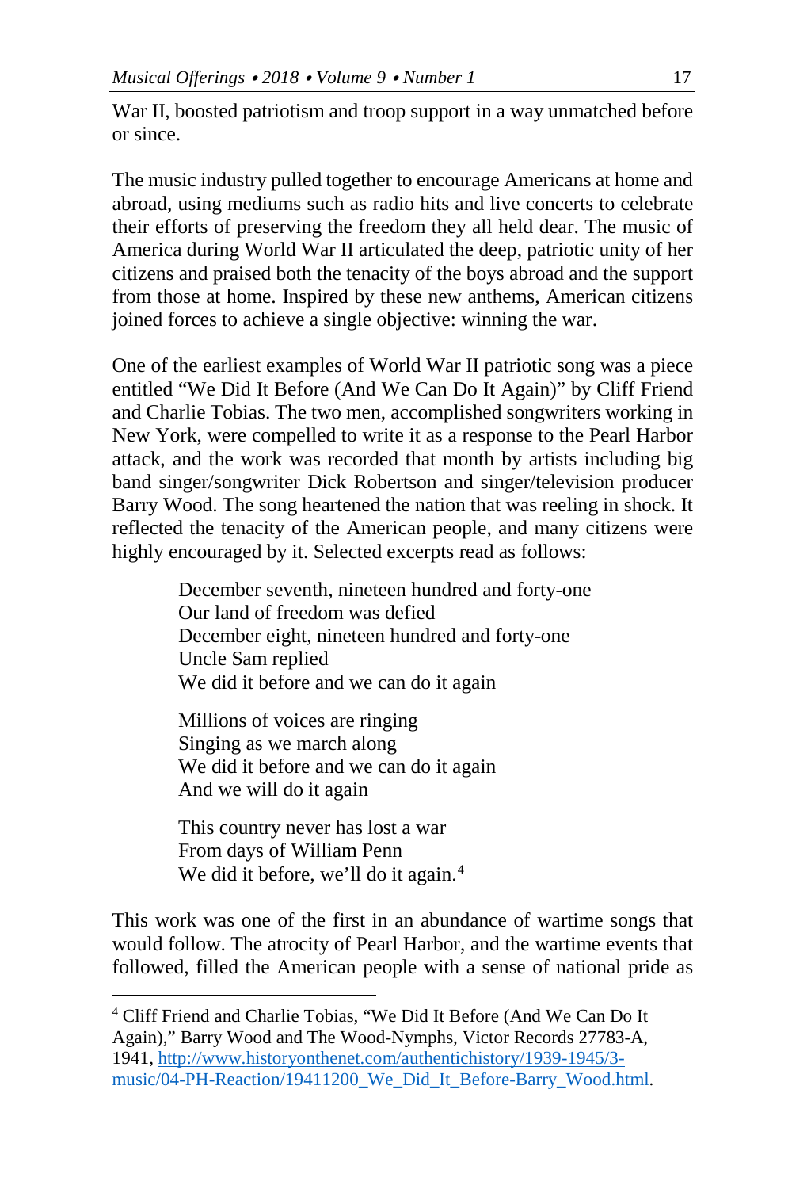War II, boosted patriotism and troop support in a way unmatched before or since.

The music industry pulled together to encourage Americans at home and abroad, using mediums such as radio hits and live concerts to celebrate their efforts of preserving the freedom they all held dear. The music of America during World War II articulated the deep, patriotic unity of her citizens and praised both the tenacity of the boys abroad and the support from those at home. Inspired by these new anthems, American citizens joined forces to achieve a single objective: winning the war.

One of the earliest examples of World War II patriotic song was a piece entitled "We Did It Before (And We Can Do It Again)" by Cliff Friend and Charlie Tobias. The two men, accomplished songwriters working in New York, were compelled to write it as a response to the Pearl Harbor attack, and the work was recorded that month by artists including big band singer/songwriter Dick Robertson and singer/television producer Barry Wood. The song heartened the nation that was reeling in shock. It reflected the tenacity of the American people, and many citizens were highly encouraged by it. Selected excerpts read as follows:

> December seventh, nineteen hundred and forty-one
> Our land of freedom was defied
> December eight, nineteen hundred and forty-one
> Uncle Sam replied
> We did it before and we can do it again
>
> Millions of voices are ringing
> Singing as we march along
> We did it before and we can do it again
> And we will do it again
>
> This country never has lost a war
> From days of William Penn
> We did it before, we'll do it again.[4]

This work was one of the first in an abundance of wartime songs that would follow. The atrocity of Pearl Harbor, and the wartime events that followed, filled the American people with a sense of national pride as

---

[4] Cliff Friend and Charlie Tobias, "We Did It Before (And We Can Do It Again)," Barry Wood and The Wood-Nymphs, Victor Records 27783-A, 1941, http://www.historyonthenet.com/authentichistory/1939-1945/3-music/04-PH-Reaction/19411200_We_Did_It_Before-Barry_Wood.html.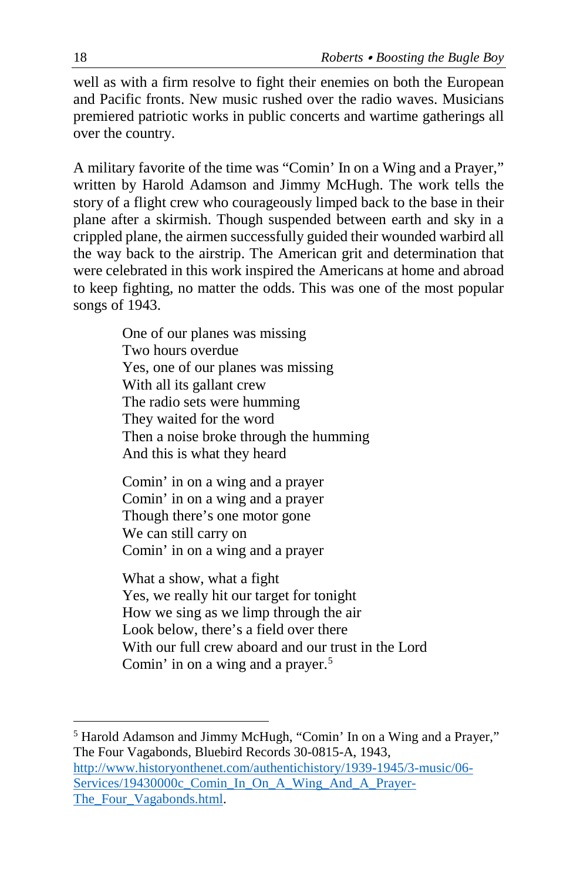well as with a firm resolve to fight their enemies on both the European and Pacific fronts. New music rushed over the radio waves. Musicians premiered patriotic works in public concerts and wartime gatherings all over the country.

A military favorite of the time was "Comin' In on a Wing and a Prayer," written by Harold Adamson and Jimmy McHugh. The work tells the story of a flight crew who courageously limped back to the base in their plane after a skirmish. Though suspended between earth and sky in a crippled plane, the airmen successfully guided their wounded warbird all the way back to the airstrip. The American grit and determination that were celebrated in this work inspired the Americans at home and abroad to keep fighting, no matter the odds. This was one of the most popular songs of 1943.

> One of our planes was missing  
> Two hours overdue  
> Yes, one of our planes was missing  
> With all its gallant crew  
> The radio sets were humming  
> They waited for the word  
> Then a noise broke through the humming  
> And this is what they heard
>
> Comin' in on a wing and a prayer  
> Comin' in on a wing and a prayer  
> Though there's one motor gone  
> We can still carry on  
> Comin' in on a wing and a prayer
>
> What a show, what a fight  
> Yes, we really hit our target for tonight  
> How we sing as we limp through the air  
> Look below, there's a field over there  
> With our full crew aboard and our trust in the Lord  
> Comin' in on a wing and a prayer.[5]

---

[5] Harold Adamson and Jimmy McHugh, "Comin' In on a Wing and a Prayer," The Four Vagabonds, Bluebird Records 30-0815-A, 1943, http://www.historyonthenet.com/authentichistory/1939-1945/3-music/06-Services/19430000c_Comin_In_On_A_Wing_And_A_Prayer-The_Four_Vagabonds.html.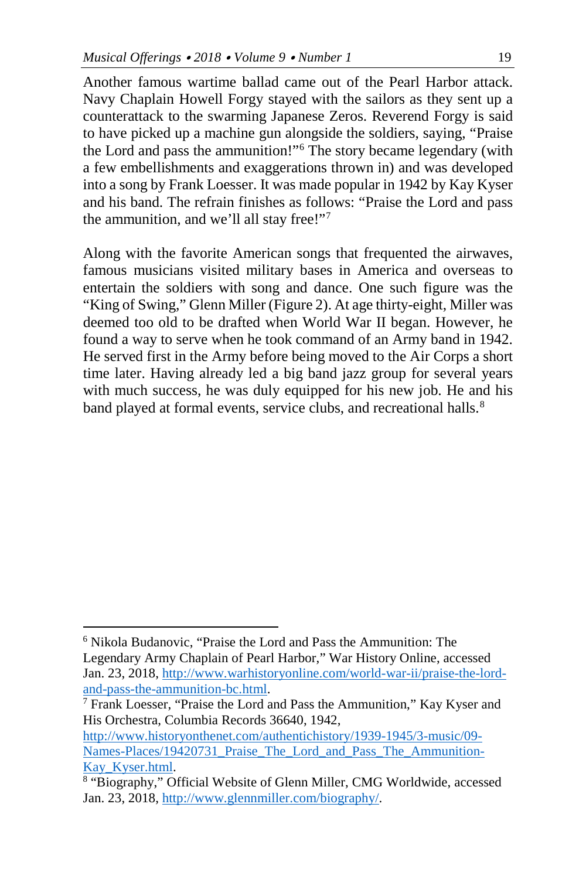Another famous wartime ballad came out of the Pearl Harbor attack. Navy Chaplain Howell Forgy stayed with the sailors as they sent up a counterattack to the swarming Japanese Zeros. Reverend Forgy is said to have picked up a machine gun alongside the soldiers, saying, "Praise the Lord and pass the ammunition!"[6] The story became legendary (with a few embellishments and exaggerations thrown in) and was developed into a song by Frank Loesser. It was made popular in 1942 by Kay Kyser and his band. The refrain finishes as follows: "Praise the Lord and pass the ammunition, and we'll all stay free!"[7]

Along with the favorite American songs that frequented the airwaves, famous musicians visited military bases in America and overseas to entertain the soldiers with song and dance. One such figure was the "King of Swing," Glenn Miller (Figure 2). At age thirty-eight, Miller was deemed too old to be drafted when World War II began. However, he found a way to serve when he took command of an Army band in 1942. He served first in the Army before being moved to the Air Corps a short time later. Having already led a big band jazz group for several years with much success, he was duly equipped for his new job. He and his band played at formal events, service clubs, and recreational halls.[8]

---

[6] Nikola Budanovic, "Praise the Lord and Pass the Ammunition: The Legendary Army Chaplain of Pearl Harbor," War History Online, accessed Jan. 23, 2018, http://www.warhistoryonline.com/world-war-ii/praise-the-lord-and-pass-the-ammunition-bc.html.

[7] Frank Loesser, "Praise the Lord and Pass the Ammunition," Kay Kyser and His Orchestra, Columbia Records 36640, 1942, http://www.historyonthenet.com/authentichistory/1939-1945/3-music/09-Names-Places/19420731_Praise_The_Lord_and_Pass_The_Ammunition-Kay_Kyser.html.

[8] "Biography," Official Website of Glenn Miller, CMG Worldwide, accessed Jan. 23, 2018, http://www.glennmiller.com/biography/.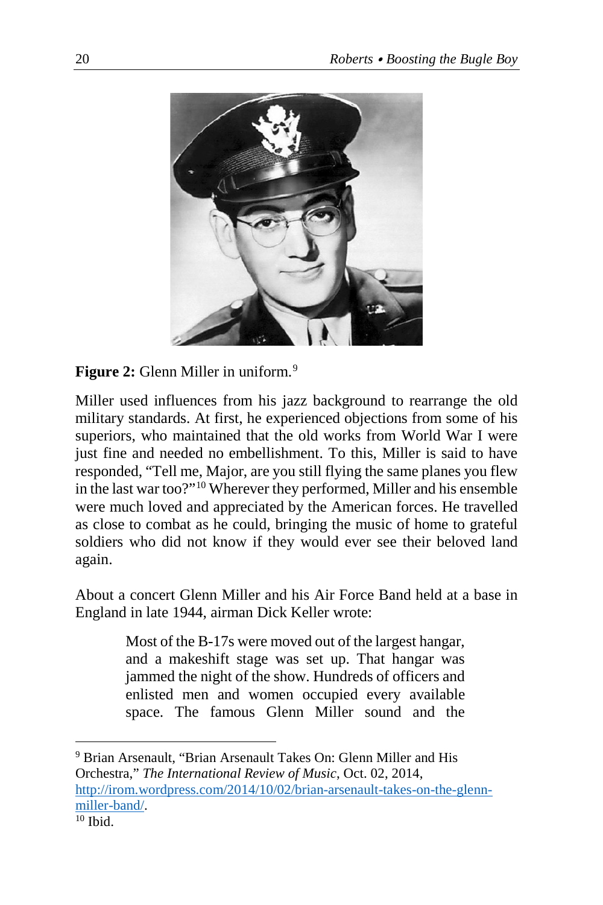**Figure 2:** Glenn Miller in uniform.[9]

Miller used influences from his jazz background to rearrange the old military standards. At first, he experienced objections from some of his superiors, who maintained that the old works from World War I were just fine and needed no embellishment. To this, Miller is said to have responded, "Tell me, Major, are you still flying the same planes you flew in the last war too?"[10] Wherever they performed, Miller and his ensemble were much loved and appreciated by the American forces. He travelled as close to combat as he could, bringing the music of home to grateful soldiers who did not know if they would ever see their beloved land again.

About a concert Glenn Miller and his Air Force Band held at a base in England in late 1944, airman Dick Keller wrote:

> Most of the B-17s were moved out of the largest hangar, and a makeshift stage was set up. That hangar was jammed the night of the show. Hundreds of officers and enlisted men and women occupied every available space. The famous Glenn Miller sound and the

---

[9] Brian Arsenault, "Brian Arsenault Takes On: Glenn Miller and His Orchestra," *The International Review of Music*, Oct. 02, 2014, http://irom.wordpress.com/2014/10/02/brian-arsenault-takes-on-the-glenn-miller-band/.

[10] Ibid.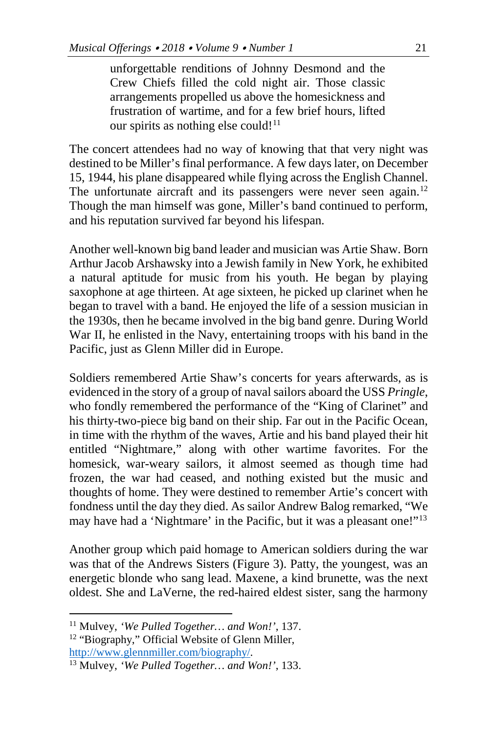> unforgettable renditions of Johnny Desmond and the Crew Chiefs filled the cold night air. Those classic arrangements propelled us above the homesickness and frustration of wartime, and for a few brief hours, lifted our spirits as nothing else could![11]

The concert attendees had no way of knowing that that very night was destined to be Miller's final performance. A few days later, on December 15, 1944, his plane disappeared while flying across the English Channel. The unfortunate aircraft and its passengers were never seen again.[12] Though the man himself was gone, Miller's band continued to perform, and his reputation survived far beyond his lifespan.

Another well-known big band leader and musician was Artie Shaw. Born Arthur Jacob Arshawsky into a Jewish family in New York, he exhibited a natural aptitude for music from his youth. He began by playing saxophone at age thirteen. At age sixteen, he picked up clarinet when he began to travel with a band. He enjoyed the life of a session musician in the 1930s, then he became involved in the big band genre. During World War II, he enlisted in the Navy, entertaining troops with his band in the Pacific, just as Glenn Miller did in Europe.

Soldiers remembered Artie Shaw's concerts for years afterwards, as is evidenced in the story of a group of naval sailors aboard the USS *Pringle*, who fondly remembered the performance of the "King of Clarinet" and his thirty-two-piece big band on their ship. Far out in the Pacific Ocean, in time with the rhythm of the waves, Artie and his band played their hit entitled "Nightmare," along with other wartime favorites. For the homesick, war-weary sailors, it almost seemed as though time had frozen, the war had ceased, and nothing existed but the music and thoughts of home. They were destined to remember Artie's concert with fondness until the day they died. As sailor Andrew Balog remarked, "We may have had a 'Nightmare' in the Pacific, but it was a pleasant one!"[13]

Another group which paid homage to American soldiers during the war was that of the Andrews Sisters (Figure 3). Patty, the youngest, was an energetic blonde who sang lead. Maxene, a kind brunette, was the next oldest. She and LaVerne, the red-haired eldest sister, sang the harmony

---

[11] Mulvey, *'We Pulled Together… and Won!'*, 137.

[12] "Biography," Official Website of Glenn Miller, http://www.glennmiller.com/biography/.

[13] Mulvey, *'We Pulled Together… and Won!'*, 133.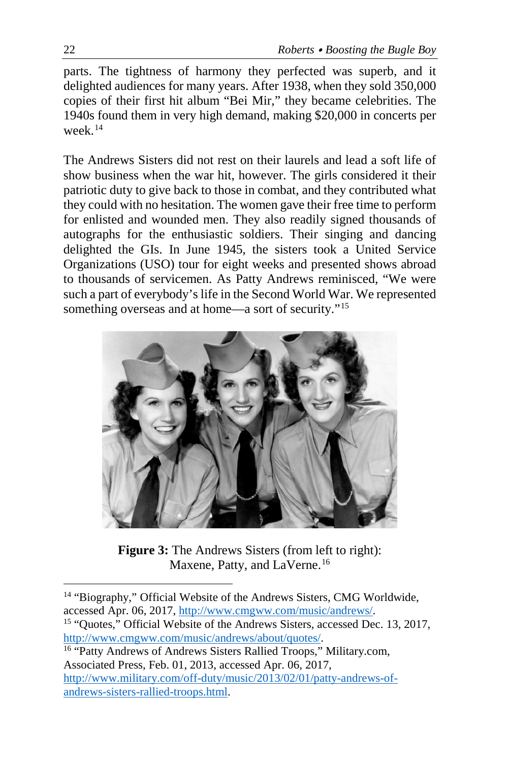parts. The tightness of harmony they perfected was superb, and it delighted audiences for many years. After 1938, when they sold 350,000 copies of their first hit album "Bei Mir," they became celebrities. The 1940s found them in very high demand, making $20,000 in concerts per week.[14]

The Andrews Sisters did not rest on their laurels and lead a soft life of show business when the war hit, however. The girls considered it their patriotic duty to give back to those in combat, and they contributed what they could with no hesitation. The women gave their free time to perform for enlisted and wounded men. They also readily signed thousands of autographs for the enthusiastic soldiers. Their singing and dancing delighted the GIs. In June 1945, the sisters took a United Service Organizations (USO) tour for eight weeks and presented shows abroad to thousands of servicemen. As Patty Andrews reminisced, "We were such a part of everybody's life in the Second World War. We represented something overseas and at home—a sort of security."[15]

**Figure 3:** The Andrews Sisters (from left to right): Maxene, Patty, and LaVerne.[16]

---

[14] "Biography," Official Website of the Andrews Sisters, CMG Worldwide, accessed Apr. 06, 2017, http://www.cmgww.com/music/andrews/.

[15] "Quotes," Official Website of the Andrews Sisters, accessed Dec. 13, 2017, http://www.cmgww.com/music/andrews/about/quotes/.

[16] "Patty Andrews of Andrews Sisters Rallied Troops," Military.com, Associated Press, Feb. 01, 2013, accessed Apr. 06, 2017, http://www.military.com/off-duty/music/2013/02/01/patty-andrews-of-andrews-sisters-rallied-troops.html.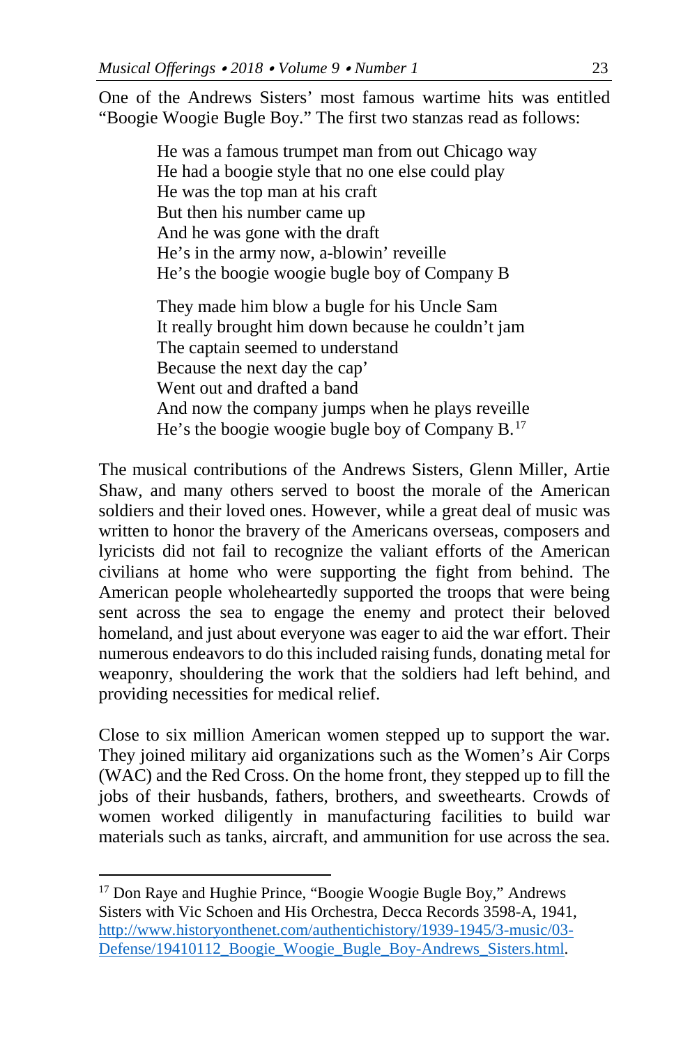One of the Andrews Sisters' most famous wartime hits was entitled "Boogie Woogie Bugle Boy." The first two stanzas read as follows:

> He was a famous trumpet man from out Chicago way
> He had a boogie style that no one else could play
> He was the top man at his craft
> But then his number came up
> And he was gone with the draft
> He's in the army now, a-blowin' reveille
> He's the boogie woogie bugle boy of Company B
>
> They made him blow a bugle for his Uncle Sam
> It really brought him down because he couldn't jam
> The captain seemed to understand
> Because the next day the cap'
> Went out and drafted a band
> And now the company jumps when he plays reveille
> He's the boogie woogie bugle boy of Company B.[17]

The musical contributions of the Andrews Sisters, Glenn Miller, Artie Shaw, and many others served to boost the morale of the American soldiers and their loved ones. However, while a great deal of music was written to honor the bravery of the Americans overseas, composers and lyricists did not fail to recognize the valiant efforts of the American civilians at home who were supporting the fight from behind. The American people wholeheartedly supported the troops that were being sent across the sea to engage the enemy and protect their beloved homeland, and just about everyone was eager to aid the war effort. Their numerous endeavors to do this included raising funds, donating metal for weaponry, shouldering the work that the soldiers had left behind, and providing necessities for medical relief.

Close to six million American women stepped up to support the war. They joined military aid organizations such as the Women's Air Corps (WAC) and the Red Cross. On the home front, they stepped up to fill the jobs of their husbands, fathers, brothers, and sweethearts. Crowds of women worked diligently in manufacturing facilities to build war materials such as tanks, aircraft, and ammunition for use across the sea.

---

[17] Don Raye and Hughie Prince, "Boogie Woogie Bugle Boy," Andrews Sisters with Vic Schoen and His Orchestra, Decca Records 3598-A, 1941, http://www.historyonthenet.com/authentichistory/1939-1945/3-music/03-Defense/19410112_Boogie_Woogie_Bugle_Boy-Andrews_Sisters.html.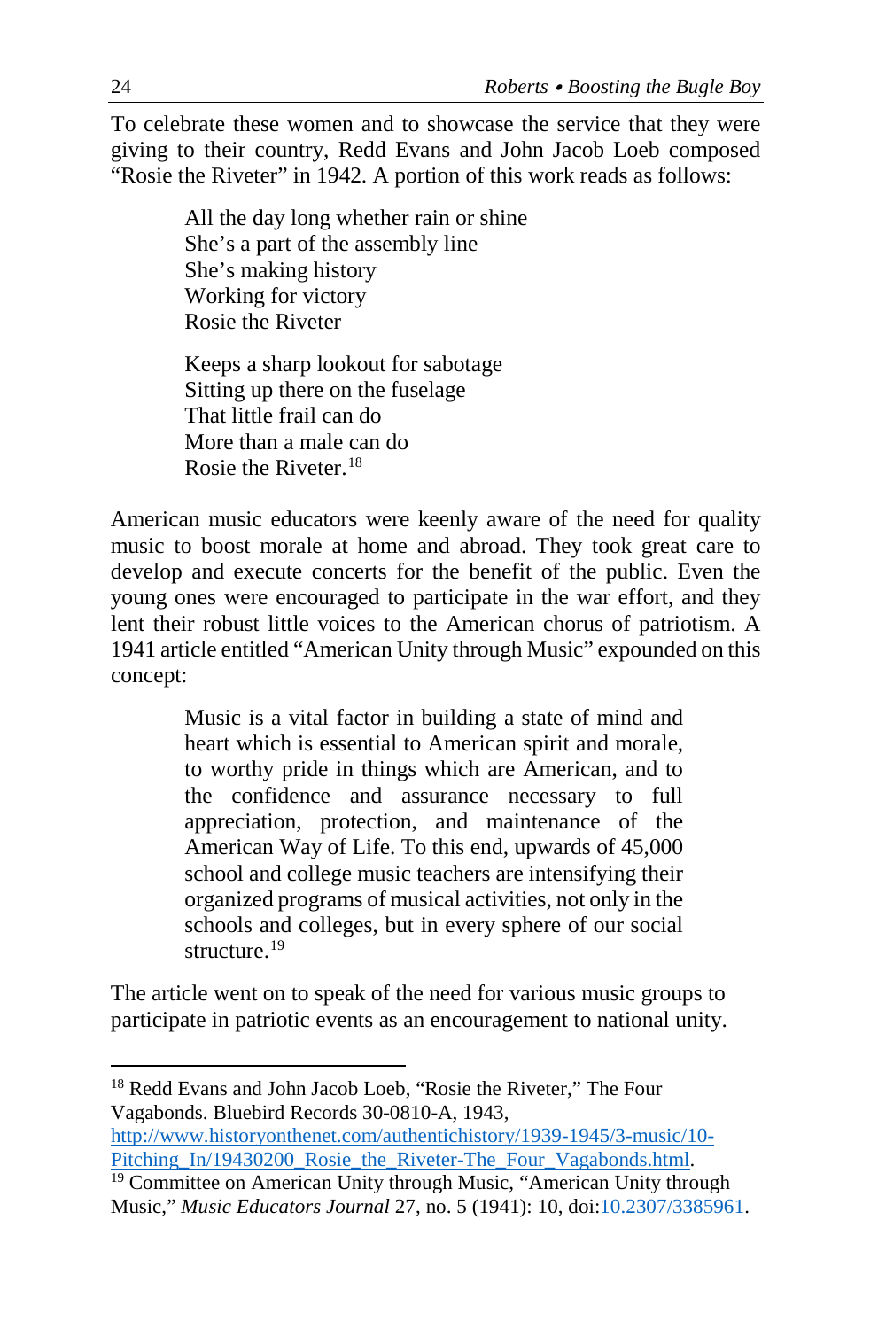To celebrate these women and to showcase the service that they were giving to their country, Redd Evans and John Jacob Loeb composed "Rosie the Riveter" in 1942. A portion of this work reads as follows:

> All the day long whether rain or shine
> She's a part of the assembly line
> She's making history
> Working for victory
> Rosie the Riveter
>
> Keeps a sharp lookout for sabotage
> Sitting up there on the fuselage
> That little frail can do
> More than a male can do
> Rosie the Riveter.[18]

American music educators were keenly aware of the need for quality music to boost morale at home and abroad. They took great care to develop and execute concerts for the benefit of the public. Even the young ones were encouraged to participate in the war effort, and they lent their robust little voices to the American chorus of patriotism. A 1941 article entitled "American Unity through Music" expounded on this concept:

> Music is a vital factor in building a state of mind and heart which is essential to American spirit and morale, to worthy pride in things which are American, and to the confidence and assurance necessary to full appreciation, protection, and maintenance of the American Way of Life. To this end, upwards of 45,000 school and college music teachers are intensifying their organized programs of musical activities, not only in the schools and colleges, but in every sphere of our social structure.[19]

The article went on to speak of the need for various music groups to participate in patriotic events as an encouragement to national unity.

---

[18] Redd Evans and John Jacob Loeb, "Rosie the Riveter," The Four Vagabonds. Bluebird Records 30-0810-A, 1943, [http://www.historyonthenet.com/authentichistory/1939-1945/3-music/10-Pitching_In/19430200_Rosie_the_Riveter-The_Four_Vagabonds.html](http://www.historyonthenet.com/authentichistory/1939-1945/3-music/10-Pitching_In/19430200_Rosie_the_Riveter-The_Four_Vagabonds.html).

[19] Committee on American Unity through Music, "American Unity through Music," *Music Educators Journal* 27, no. 5 (1941): 10, doi:[10.2307/3385961](https://doi.org/10.2307/3385961).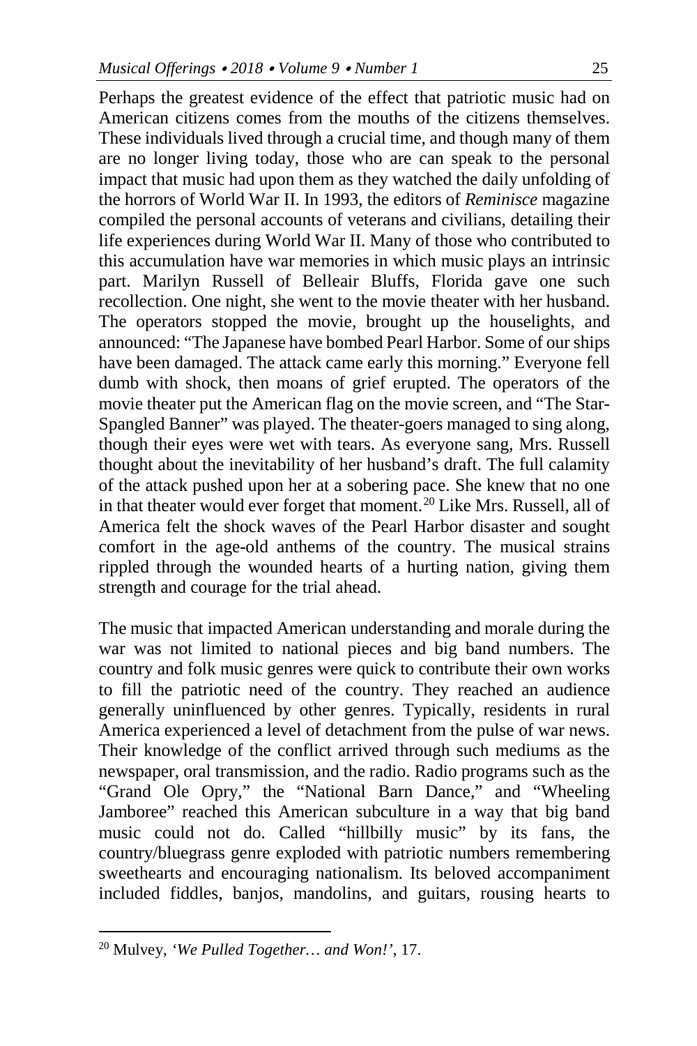Perhaps the greatest evidence of the effect that patriotic music had on American citizens comes from the mouths of the citizens themselves. These individuals lived through a crucial time, and though many of them are no longer living today, those who are can speak to the personal impact that music had upon them as they watched the daily unfolding of the horrors of World War II. In 1993, the editors of *Reminisce* magazine compiled the personal accounts of veterans and civilians, detailing their life experiences during World War II. Many of those who contributed to this accumulation have war memories in which music plays an intrinsic part. Marilyn Russell of Belleair Bluffs, Florida gave one such recollection. One night, she went to the movie theater with her husband. The operators stopped the movie, brought up the houselights, and announced: "The Japanese have bombed Pearl Harbor. Some of our ships have been damaged. The attack came early this morning." Everyone fell dumb with shock, then moans of grief erupted. The operators of the movie theater put the American flag on the movie screen, and "The Star-Spangled Banner" was played. The theater-goers managed to sing along, though their eyes were wet with tears. As everyone sang, Mrs. Russell thought about the inevitability of her husband's draft. The full calamity of the attack pushed upon her at a sobering pace. She knew that no one in that theater would ever forget that moment.[20] Like Mrs. Russell, all of America felt the shock waves of the Pearl Harbor disaster and sought comfort in the age-old anthems of the country. The musical strains rippled through the wounded hearts of a hurting nation, giving them strength and courage for the trial ahead.

The music that impacted American understanding and morale during the war was not limited to national pieces and big band numbers. The country and folk music genres were quick to contribute their own works to fill the patriotic need of the country. They reached an audience generally uninfluenced by other genres. Typically, residents in rural America experienced a level of detachment from the pulse of war news. Their knowledge of the conflict arrived through such mediums as the newspaper, oral transmission, and the radio. Radio programs such as the "Grand Ole Opry," the "National Barn Dance," and "Wheeling Jamboree" reached this American subculture in a way that big band music could not do. Called "hillbilly music" by its fans, the country/bluegrass genre exploded with patriotic numbers remembering sweethearts and encouraging nationalism. Its beloved accompaniment included fiddles, banjos, mandolins, and guitars, rousing hearts to

[20] Mulvey, *'We Pulled Together… and Won!'*, 17.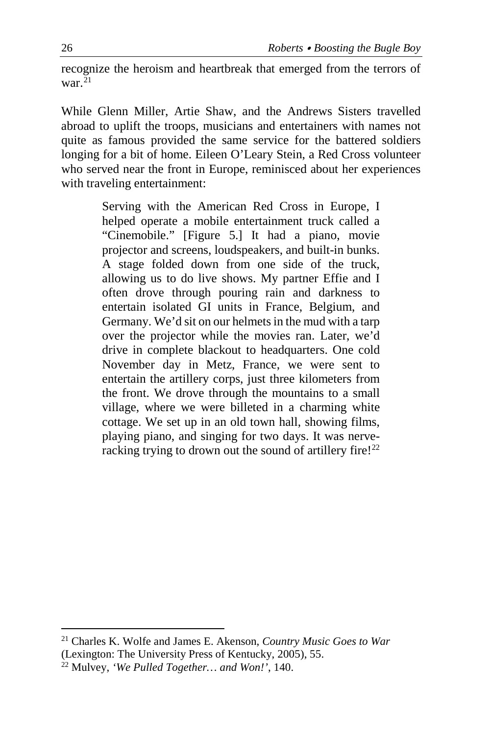recognize the heroism and heartbreak that emerged from the terrors of war.[21]

While Glenn Miller, Artie Shaw, and the Andrews Sisters travelled abroad to uplift the troops, musicians and entertainers with names not quite as famous provided the same service for the battered soldiers longing for a bit of home. Eileen O'Leary Stein, a Red Cross volunteer who served near the front in Europe, reminisced about her experiences with traveling entertainment:

> Serving with the American Red Cross in Europe, I helped operate a mobile entertainment truck called a "Cinemobile." [Figure 5.] It had a piano, movie projector and screens, loudspeakers, and built-in bunks. A stage folded down from one side of the truck, allowing us to do live shows. My partner Effie and I often drove through pouring rain and darkness to entertain isolated GI units in France, Belgium, and Germany. We'd sit on our helmets in the mud with a tarp over the projector while the movies ran. Later, we'd drive in complete blackout to headquarters. One cold November day in Metz, France, we were sent to entertain the artillery corps, just three kilometers from the front. We drove through the mountains to a small village, where we were billeted in a charming white cottage. We set up in an old town hall, showing films, playing piano, and singing for two days. It was nerve-racking trying to drown out the sound of artillery fire![22]

---

[21] Charles K. Wolfe and James E. Akenson, *Country Music Goes to War* (Lexington: The University Press of Kentucky, 2005), 55.

[22] Mulvey, *'We Pulled Together… and Won!'*, 140.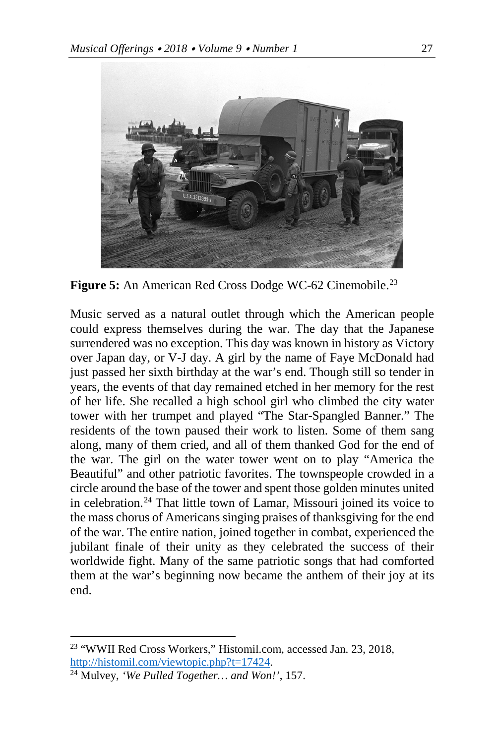**Figure 5:** An American Red Cross Dodge WC-62 Cinemobile.[23]

Music served as a natural outlet through which the American people could express themselves during the war. The day that the Japanese surrendered was no exception. This day was known in history as Victory over Japan day, or V-J day. A girl by the name of Faye McDonald had just passed her sixth birthday at the war's end. Though still so tender in years, the events of that day remained etched in her memory for the rest of her life. She recalled a high school girl who climbed the city water tower with her trumpet and played "The Star-Spangled Banner." The residents of the town paused their work to listen. Some of them sang along, many of them cried, and all of them thanked God for the end of the war. The girl on the water tower went on to play "America the Beautiful" and other patriotic favorites. The townspeople crowded in a circle around the base of the tower and spent those golden minutes united in celebration.[24] That little town of Lamar, Missouri joined its voice to the mass chorus of Americans singing praises of thanksgiving for the end of the war. The entire nation, joined together in combat, experienced the jubilant finale of their unity as they celebrated the success of their worldwide fight. Many of the same patriotic songs that had comforted them at the war's beginning now became the anthem of their joy at its end.

---

[23] "WWII Red Cross Workers," Histomil.com, accessed Jan. 23, 2018, http://histomil.com/viewtopic.php?t=17424.

[24] Mulvey, *'We Pulled Together… and Won!'*, 157.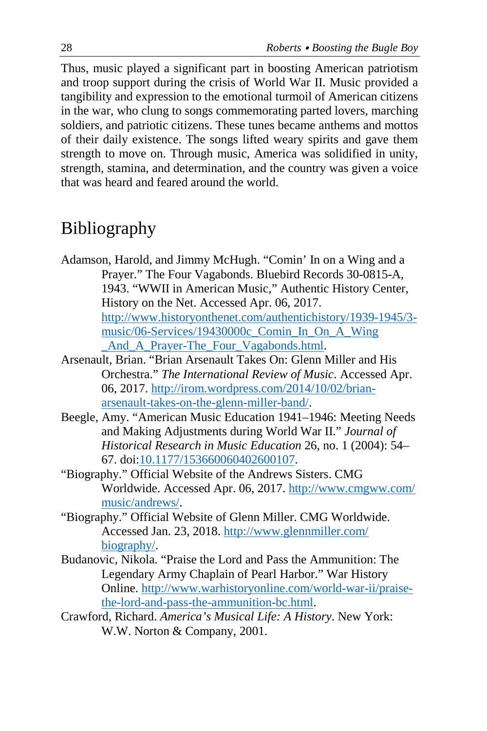Thus, music played a significant part in boosting American patriotism and troop support during the crisis of World War II. Music provided a tangibility and expression to the emotional turmoil of American citizens in the war, who clung to songs commemorating parted lovers, marching soldiers, and patriotic citizens. These tunes became anthems and mottos of their daily existence. The songs lifted weary spirits and gave them strength to move on. Through music, America was solidified in unity, strength, stamina, and determination, and the country was given a voice that was heard and feared around the world.

## Bibliography

Adamson, Harold, and Jimmy McHugh. "Comin' In on a Wing and a Prayer." The Four Vagabonds. Bluebird Records 30-0815-A, 1943. "WWII in American Music," Authentic History Center, History on the Net. Accessed Apr. 06, 2017. http://www.historyonthenet.com/authentichistory/1939-1945/3-music/06-Services/19430000c_Comin_In_On_A_Wing_And_A_Prayer-The_Four_Vagabonds.html.

Arsenault, Brian. "Brian Arsenault Takes On: Glenn Miller and His Orchestra." *The International Review of Music*. Accessed Apr. 06, 2017. http://irom.wordpress.com/2014/10/02/brian-arsenault-takes-on-the-glenn-miller-band/.

Beegle, Amy. "American Music Education 1941–1946: Meeting Needs and Making Adjustments during World War II." *Journal of Historical Research in Music Education* 26, no. 1 (2004): 54–67. doi:10.1177/153660060402600107.

"Biography." Official Website of the Andrews Sisters. CMG Worldwide. Accessed Apr. 06, 2017. http://www.cmgww.com/music/andrews/.

"Biography." Official Website of Glenn Miller. CMG Worldwide. Accessed Jan. 23, 2018. http://www.glennmiller.com/biography/.

Budanovic, Nikola. "Praise the Lord and Pass the Ammunition: The Legendary Army Chaplain of Pearl Harbor." War History Online. http://www.warhistoryonline.com/world-war-ii/praise-the-lord-and-pass-the-ammunition-bc.html.

Crawford, Richard. *America's Musical Life: A History*. New York: W.W. Norton & Company, 2001.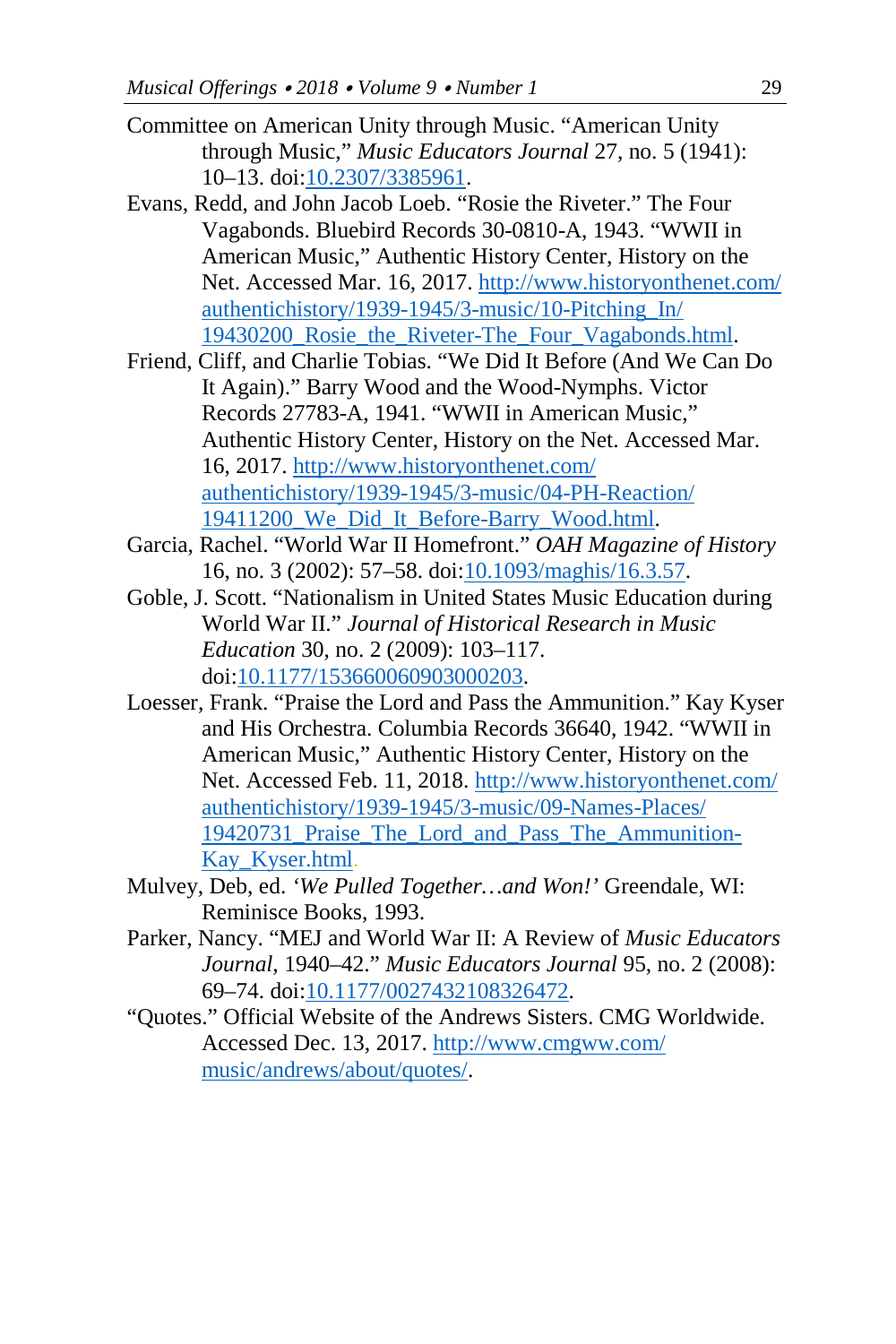Committee on American Unity through Music. "American Unity through Music," *Music Educators Journal* 27, no. 5 (1941): 10–13. doi:10.2307/3385961.

Evans, Redd, and John Jacob Loeb. "Rosie the Riveter." The Four Vagabonds. Bluebird Records 30-0810-A, 1943. "WWII in American Music," Authentic History Center, History on the Net. Accessed Mar. 16, 2017. http://www.historyonthenet.com/authentichistory/1939-1945/3-music/10-Pitching_In/19430200_Rosie_the_Riveter-The_Four_Vagabonds.html.

Friend, Cliff, and Charlie Tobias. "We Did It Before (And We Can Do It Again)." Barry Wood and the Wood-Nymphs. Victor Records 27783-A, 1941. "WWII in American Music," Authentic History Center, History on the Net. Accessed Mar. 16, 2017. http://www.historyonthenet.com/authentichistory/1939-1945/3-music/04-PH-Reaction/19411200_We_Did_It_Before-Barry_Wood.html.

Garcia, Rachel. "World War II Homefront." *OAH Magazine of History* 16, no. 3 (2002): 57–58. doi:10.1093/maghis/16.3.57.

Goble, J. Scott. "Nationalism in United States Music Education during World War II." *Journal of Historical Research in Music Education* 30, no. 2 (2009): 103–117. doi:10.1177/153660060903000203.

Loesser, Frank. "Praise the Lord and Pass the Ammunition." Kay Kyser and His Orchestra. Columbia Records 36640, 1942. "WWII in American Music," Authentic History Center, History on the Net. Accessed Feb. 11, 2018. http://www.historyonthenet.com/authentichistory/1939-1945/3-music/09-Names-Places/19420731_Praise_The_Lord_and_Pass_The_Ammunition-Kay_Kyser.html.

Mulvey, Deb, ed. *'We Pulled Together…and Won!'* Greendale, WI: Reminisce Books, 1993.

Parker, Nancy. "MEJ and World War II: A Review of *Music Educators Journal*, 1940–42." *Music Educators Journal* 95, no. 2 (2008): 69–74. doi:10.1177/0027432108326472.

"Quotes." Official Website of the Andrews Sisters. CMG Worldwide. Accessed Dec. 13, 2017. http://www.cmgww.com/music/andrews/about/quotes/.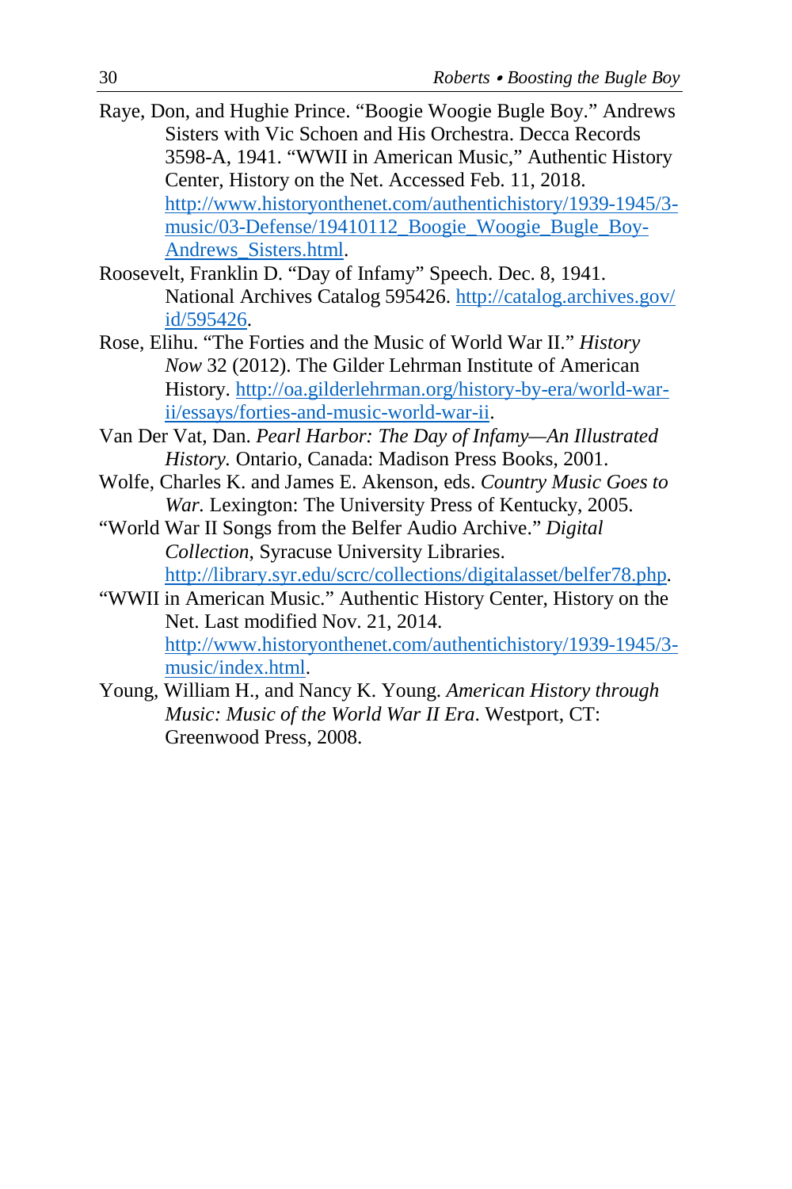Raye, Don, and Hughie Prince. “Boogie Woogie Bugle Boy.” Andrews Sisters with Vic Schoen and His Orchestra. Decca Records 3598-A, 1941. “WWII in American Music,” Authentic History Center, History on the Net. Accessed Feb. 11, 2018. http://www.historyonthenet.com/authentichistory/1939-1945/3-music/03-Defense/19410112_Boogie_Woogie_Bugle_Boy-Andrews_Sisters.html.

Roosevelt, Franklin D. “Day of Infamy” Speech. Dec. 8, 1941. National Archives Catalog 595426. http://catalog.archives.gov/id/595426.

Rose, Elihu. “The Forties and the Music of World War II.” *History Now* 32 (2012). The Gilder Lehrman Institute of American History. http://oa.gilderlehrman.org/history-by-era/world-war-ii/essays/forties-and-music-world-war-ii.

Van Der Vat, Dan. *Pearl Harbor: The Day of Infamy—An Illustrated History.* Ontario, Canada: Madison Press Books, 2001.

Wolfe, Charles K. and James E. Akenson, eds. *Country Music Goes to War.* Lexington: The University Press of Kentucky, 2005.

“World War II Songs from the Belfer Audio Archive.” *Digital Collection*, Syracuse University Libraries. http://library.syr.edu/scrc/collections/digitalasset/belfer78.php.

“WWII in American Music.” Authentic History Center, History on the Net. Last modified Nov. 21, 2014. http://www.historyonthenet.com/authentichistory/1939-1945/3-music/index.html.

Young, William H., and Nancy K. Young. *American History through Music: Music of the World War II Era*. Westport, CT: Greenwood Press, 2008.